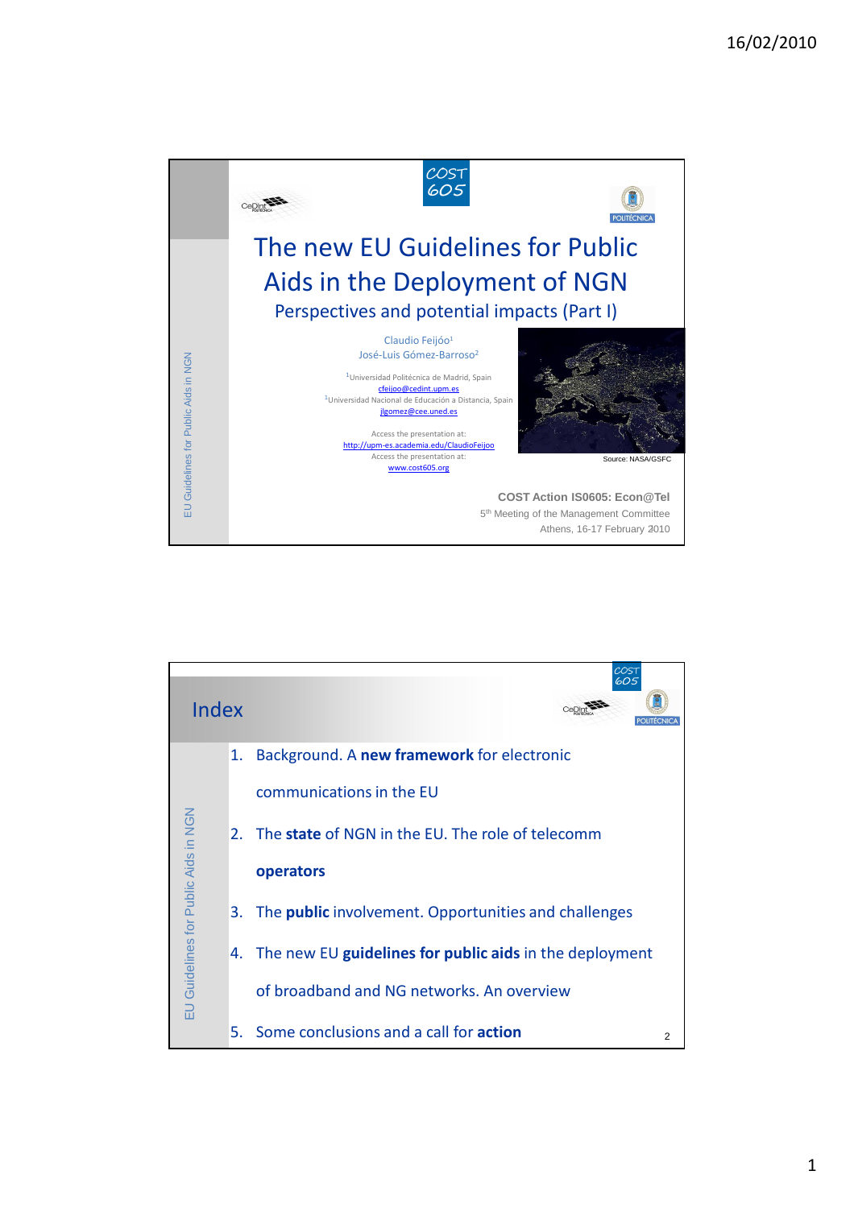# The new EU Guidelines for Public Aids in the Deployment of NGN

## Perspectives and potential impacts (Part I)

Claudio Feijóo[1]
José-Luis Gómez-Barroso[2]

[1]Universidad Politécnica de Madrid, Spain
cfeijoo@cedint.upm.es
[1]Universidad Nacional de Educación a Distancia, Spain
jlgomez@cee.uned.es

Access the presentation at:
http://upm-es.academia.edu/ClaudioFeijoo
Access the presentation at:
www.cost605.org

Source: NASA/GSFC

**COST Action IS0605: Econ@Tel**
5th Meeting of the Management Committee
Athens, 16-17 February 2010

---

## Index

1. Background. A **new framework** for electronic communications in the EU
2. The **state** of NGN in the EU. The role of telecomm **operators**
3. The **public** involvement. Opportunities and challenges
4. The new EU **guidelines for public aids** in the deployment of broadband and NG networks. An overview
5. Some conclusions and a call for **action**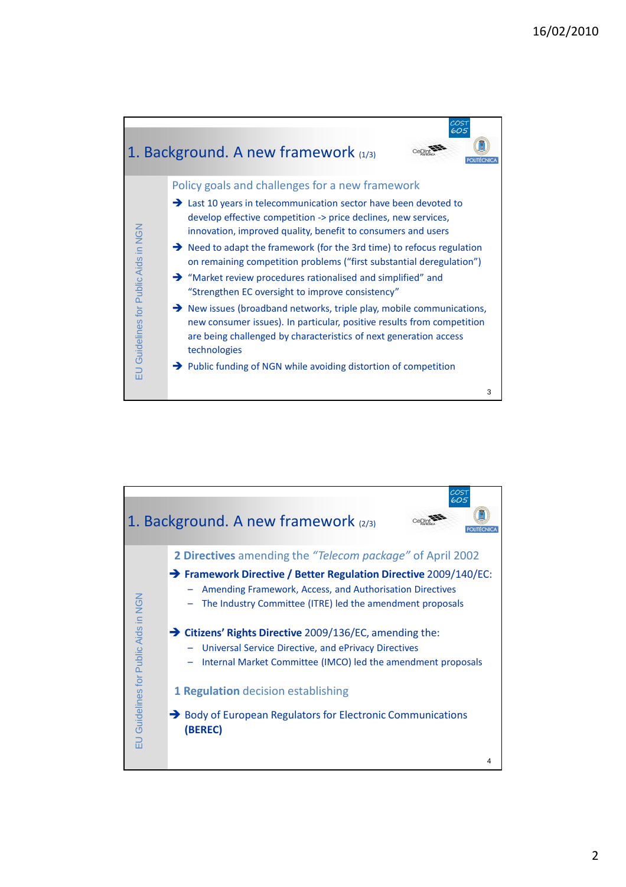## 1. Background. A new framework (1/3)

### Policy goals and challenges for a new framework

- Last 10 years in telecommunication sector have been devoted to develop effective competition -> price declines, new services, innovation, improved quality, benefit to consumers and users
- Need to adapt the framework (for the 3rd time) to refocus regulation on remaining competition problems ("first substantial deregulation")
- "Market review procedures rationalised and simplified" and "Strengthen EC oversight to improve consistency"
- New issues (broadband networks, triple play, mobile communications, new consumer issues). In particular, positive results from competition are being challenged by characteristics of next generation access technologies
- Public funding of NGN while avoiding distortion of competition

## 1. Background. A new framework (2/3)

### **2 Directives** amending the *"Telecom package"* of April 2002

- **Framework Directive / Better Regulation Directive** 2009/140/EC:
  - Amending Framework, Access, and Authorisation Directives
  - The Industry Committee (ITRE) led the amendment proposals
- **Citizens' Rights Directive** 2009/136/EC, amending the:
  - Universal Service Directive, and ePrivacy Directives
  - Internal Market Committee (IMCO) led the amendment proposals

### **1 Regulation** decision establishing

- Body of European Regulators for Electronic Communications **(BEREC)**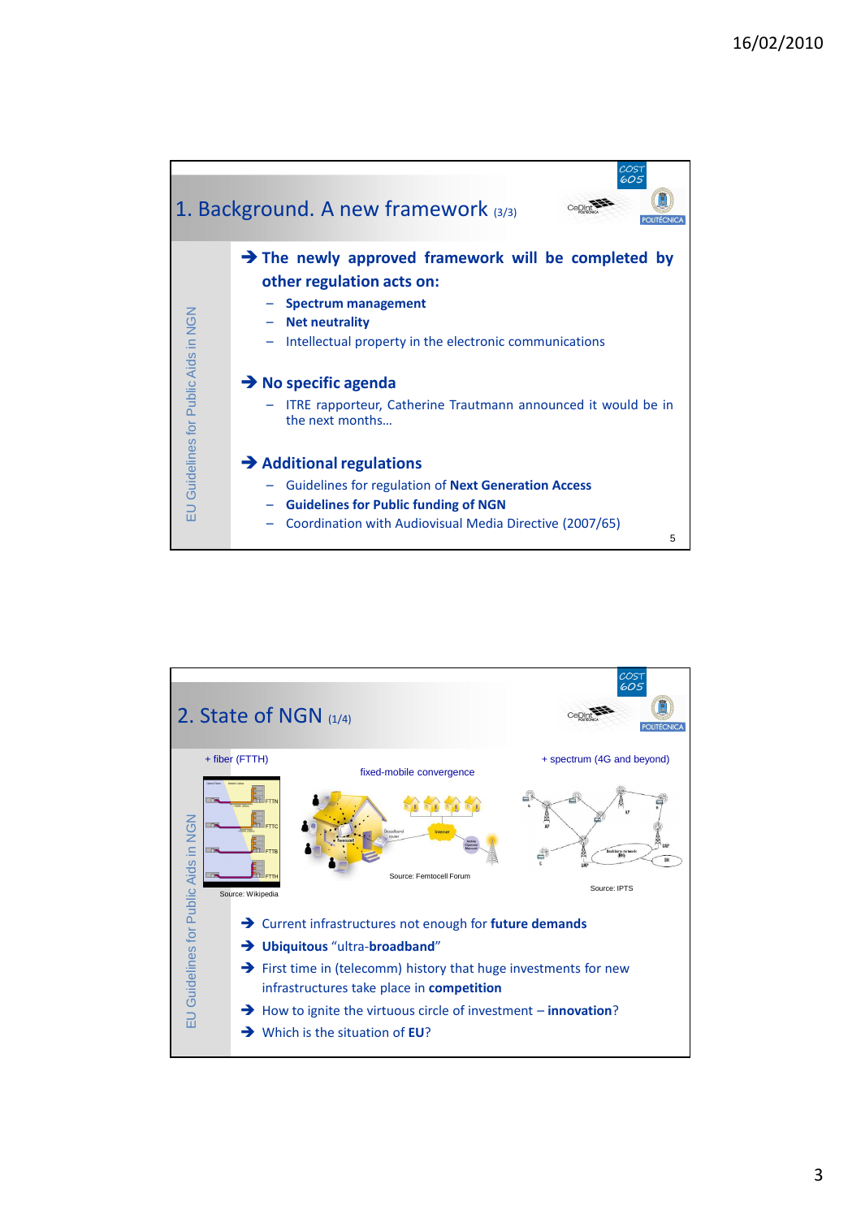## 1. Background. A new framework (3/3)

EU Guidelines for Public Aids in NGN

- **The newly approved framework will be completed by other regulation acts on:**
  - **Spectrum management**
  - **Net neutrality**
  - Intellectual property in the electronic communications
- **No specific agenda**
  - ITRE rapporteur, Catherine Trautmann announced it would be in the next months…
- **Additional regulations**
  - Guidelines for regulation of **Next Generation Access**
  - **Guidelines for Public funding of NGN**
  - Coordination with Audiovisual Media Directive (2007/65)

## 2. State of NGN (1/4)

EU Guidelines for Public Aids in NGN

+ fiber (FTTH) — Source: Wikipedia

fixed-mobile convergence — Source: Femtocell Forum

+ spectrum (4G and beyond) — Source: IPTS

- Current infrastructures not enough for **future demands**
- **Ubiquitous** "ultra-**broadband**"
- First time in (telecomm) history that huge investments for new infrastructures take place in **competition**
- How to ignite the virtuous circle of investment – **innovation**?
- Which is the situation of **EU**?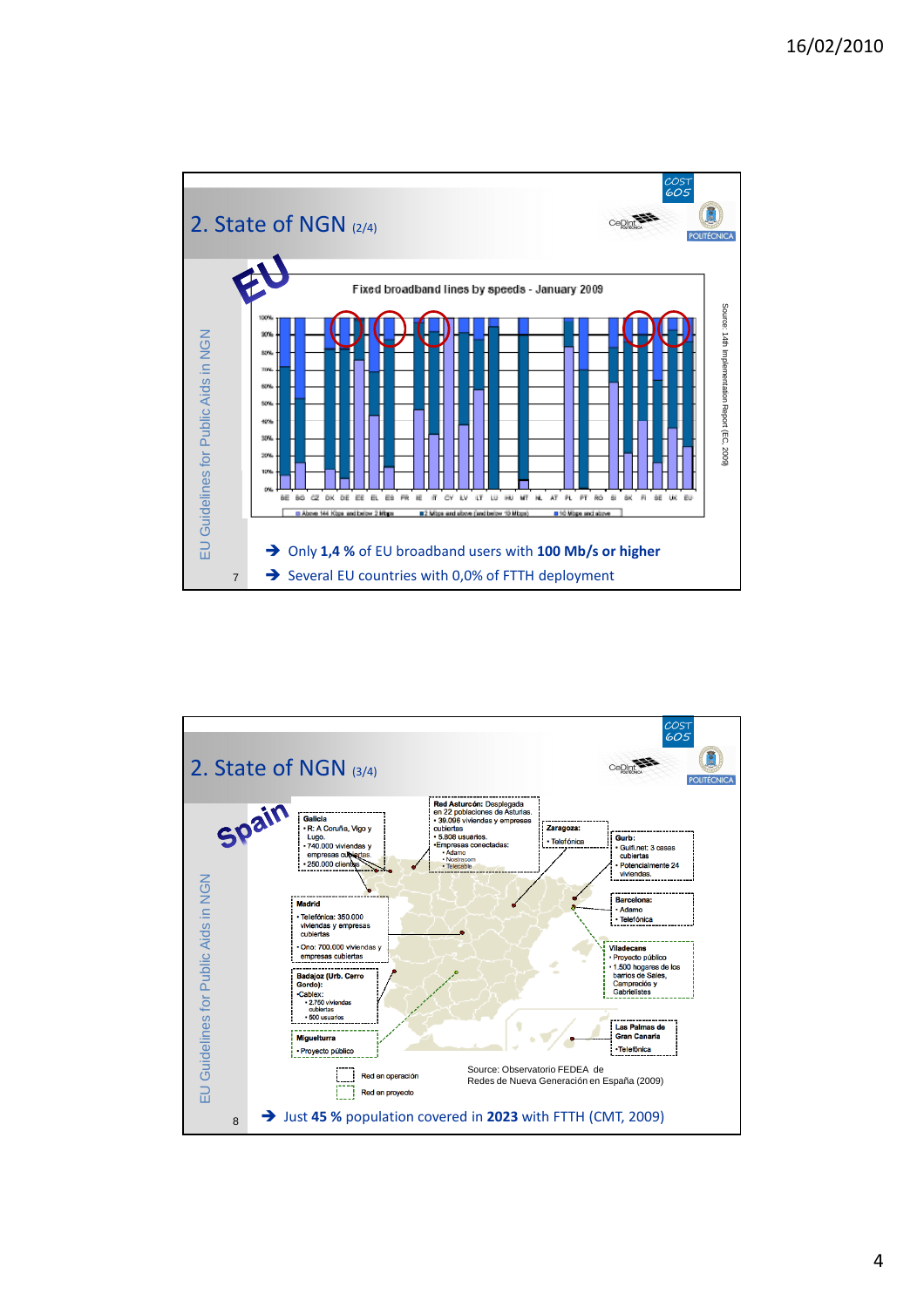## 2. State of NGN (2/4)

EU

Fixed broadband lines by speeds - January 2009

Source: 14th Implementation Report (EC, 2009)

- ➔ Only **1,4 %** of EU broadband users with **100 Mb/s or higher**
- ➔ Several EU countries with 0,0% of FTTH deployment

## 2. State of NGN (3/4)

Spain

**Galicia**
- R: A Coruña, Vigo y Lugo.
- 740.000 viviendas y empresas cubiertas.
- 250.000 clientes

**Red Asturcón:** Desplegada en 22 poblaciones de Asturias.
- 39.098 viviendas y empresas cubiertas
- 5.808 usuarios.
- Empresas conectadas:
  - Adamo
  - Nostracom
  - Telecable

**Zaragoza:**
- Telefónica

**Gurb:**
- Guifi.net: 3 casas cubiertas
- Potencialmente 24 viviendas.

**Barcelona:**
- Adamo
- Telefónica

**Madrid**
- Telefónica: 350.000 viviendas y empresas cubiertas
- Ono: 700.000 viviendas y empresas cubiertas

**Viladecans**
- Proyecto público
- 1.500 hogares de los barrios de Sales, Campreciós y Gabrielistes

**Badajoz (Urb. Cerro Gordo):**
- Cablex:
  - 2.750 viviendas cubiertas
  - 500 usuarios

**Miguelturra**
- Proyecto público

**Las Palmas de Gran Canaria**
- Telefónica

Red en operación

Red en proyecto

Source: Observatorio FEDEA de Redes de Nueva Generación en España (2009)

➔ Just **45 %** population covered in **2023** with FTTH (CMT, 2009)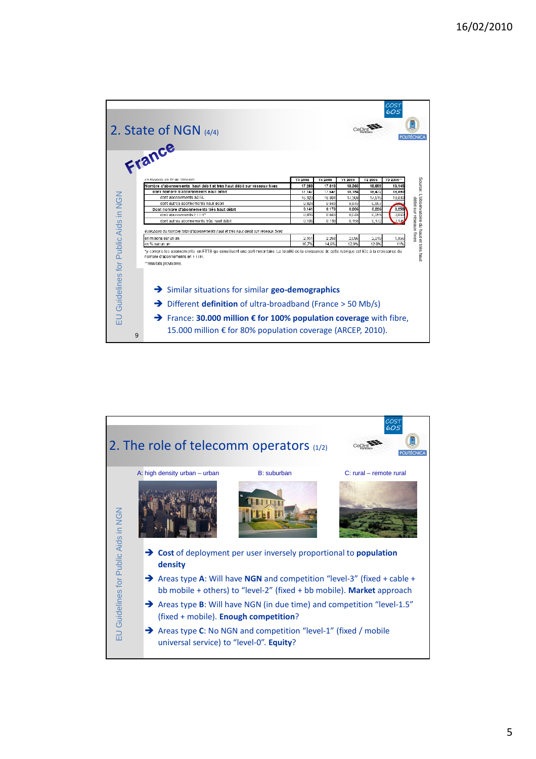## 2. State of NGN (4/4)

**France**

*en millions, en % de l'unité*

| | T3 2008 | T4 2008 | T1 2009 | T2 2009 | T3 2009** |
|---|---|---|---|---|---|
| **Nombre d'abonnements haut débit et très haut débit sur réseaux fixes** | 17,289 | 17,819 | 18,360 | 18,699 | 19,145 |
| dont nombre d'abonnements haut débit | 17,147 | 17,647 | 18,154 | 18,472 | 18,890 |
| dont abonnements ADSL | 16,323 | 16,804 | 17,309 | 17,615 | 18,033 |
| dont autres abonnements haut débit | 0,824 | 0,843 | 0,845 | 0,857 | |
| **Dont nombre d'abonnements très haut débit** | 0,141 | 0,173 | 0,206 | 0,226 | 0,255 |
| dont abonnements FTTH* | 0,035 | 0,043 | 0,048 | 0,055 | 0,063 |
| dont autres abonnements très haut débit | 0,106 | 0,130 | 0,158 | 0,172 | 0,192 |

*Evolutions du nombre total d'abonnements haut et très haut débit sur réseaux fixes*

| | T3 2008 | T4 2008 | T1 2009 | T2 2009 | T3 2009** |
|---|---|---|---|---|---|
| en millions sur un an | 2,351 | 2,268 | 2,096 | 2,010 | 1,856 |
| en % sur un an | 15,7% | 14,6% | 12,9% | 12,0% | 11% |

*y compris les abonnements en FTTB qui constituent une part minoritaire. La totalité de la croissance de cette rubrique est liée à la croissance du nombre d'abonnements en FTTH.

**résultats provisoires.

Source: L'observatoire du haut et très haut débit sur réseaux fixes

- Similar situations for similar **geo-demographics**
- Different **definition** of ultra-broadband (France > 50 Mb/s)
- France: **30.000 million € for 100% population coverage** with fibre, 15.000 million € for 80% population coverage (ARCEP, 2010).

## 2. The role of telecomm operators (1/2)

A: high density urban – urban | B: suburban | C: rural – remote rural

- **Cost** of deployment per user inversely proportional to **population density**
- Areas type **A**: Will have **NGN** and competition "level-3" (fixed + cable + bb mobile + others) to "level-2" (fixed + bb mobile). **Market** approach
- Areas type **B**: Will have NGN (in due time) and competition "level-1.5" (fixed + mobile). **Enough competition**?
- Areas type **C**: No NGN and competition "level-1" (fixed / mobile universal service) to "level-0". **Equity**?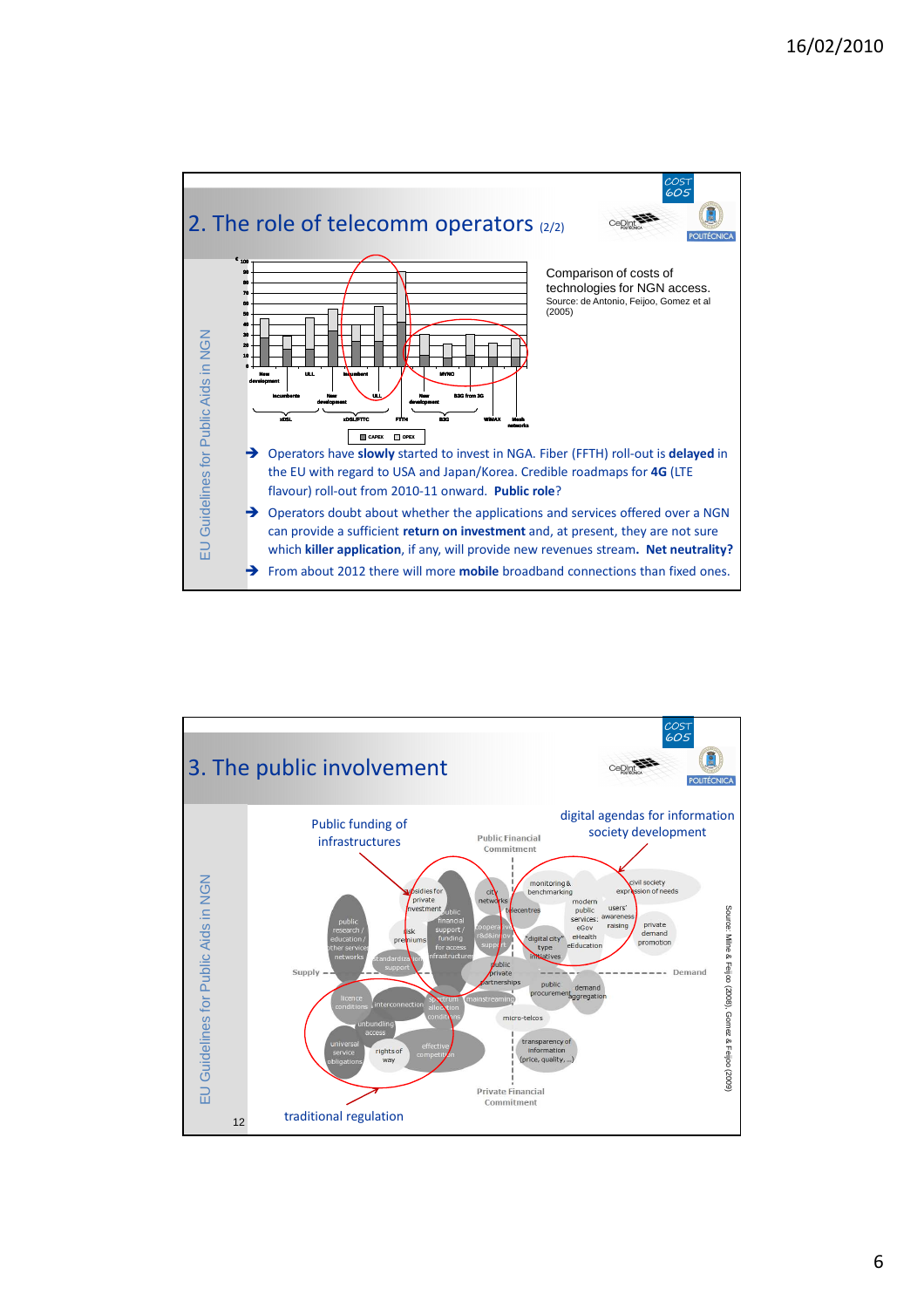## 2. The role of telecomm operators (2/2)

Comparison of costs of technologies for NGN access.
Source: de Antonio, Feijoo, Gomez et al (2005)

- Operators have **slowly** started to invest in NGA. Fiber (FFTH) roll-out is **delayed** in the EU with regard to USA and Japan/Korea. Credible roadmaps for **4G** (LTE flavour) roll-out from 2010-11 onward. **Public role**?
- Operators doubt about whether the applications and services offered over a NGN can provide a sufficient **return on investment** and, at present, they are not sure which **killer application**, if any, will provide new revenues stream. **Net neutrality?**
- From about 2012 there will more **mobile** broadband connections than fixed ones.

## 3. The public involvement

Public funding of infrastructures

digital agendas for information society development

traditional regulation

Source: Milne & Feijoo (2008), Gomez & Feijoo (2009)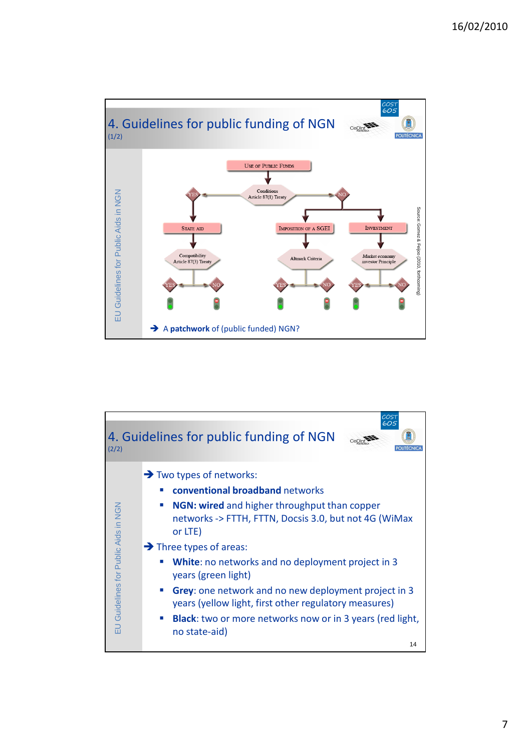## 4. Guidelines for public funding of NGN

(1/2)

EU Guidelines for Public Aids in NGN

- USE OF PUBLIC FUNDS
  - Conditions Article 87(1) Treaty
    - YES → STATE AID → Compatibility Article 87(3) Treaty → YES / NO
    - NO → IMPOSITION OF A SGEI → Altmark Criteria → YES / NO
    - NO → INVESTMENT → Market economy investor Principle → YES / NO

Source: Gomez & Feijoo (2010, forthcoming)

→ A **patchwork** of (public funded) NGN?

## 4. Guidelines for public funding of NGN

(2/2)

EU Guidelines for Public Aids in NGN

→ Two types of networks:

- **conventional broadband** networks
- **NGN: wired** and higher throughput than copper networks -> FTTH, FTTN, Docsis 3.0, but not 4G (WiMax or LTE)

→ Three types of areas:

- **White**: no networks and no deployment project in 3 years (green light)
- **Grey**: one network and no new deployment project in 3 years (yellow light, first other regulatory measures)
- **Black**: two or more networks now or in 3 years (red light, no state-aid)

14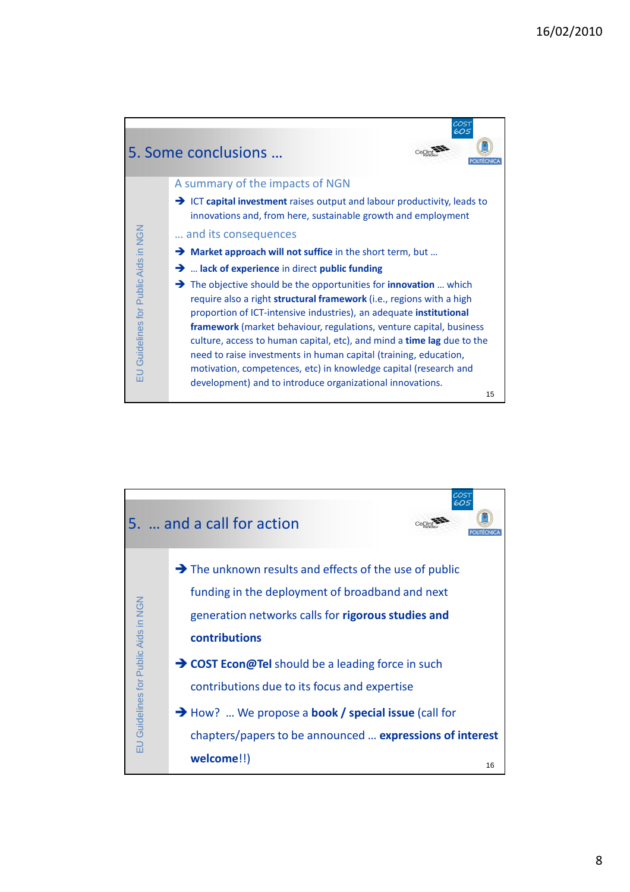## 5. Some conclusions …

### A summary of the impacts of NGN

- ICT **capital investment** raises output and labour productivity, leads to innovations and, from here, sustainable growth and employment

### … and its consequences

- **Market approach will not suffice** in the short term, but …
- … **lack of experience** in direct **public funding**
- The objective should be the opportunities for **innovation** … which require also a right **structural framework** (i.e., regions with a high proportion of ICT-intensive industries), an adequate **institutional framework** (market behaviour, regulations, venture capital, business culture, access to human capital, etc), and mind a **time lag** due to the need to raise investments in human capital (training, education, motivation, competences, etc) in knowledge capital (research and development) and to introduce organizational innovations.

## 5. … and a call for action

- The unknown results and effects of the use of public funding in the deployment of broadband and next generation networks calls for **rigorous studies and contributions**
- **COST Econ@Tel** should be a leading force in such contributions due to its focus and expertise
- How? … We propose a **book / special issue** (call for chapters/papers to be announced … **expressions of interest welcome**!!)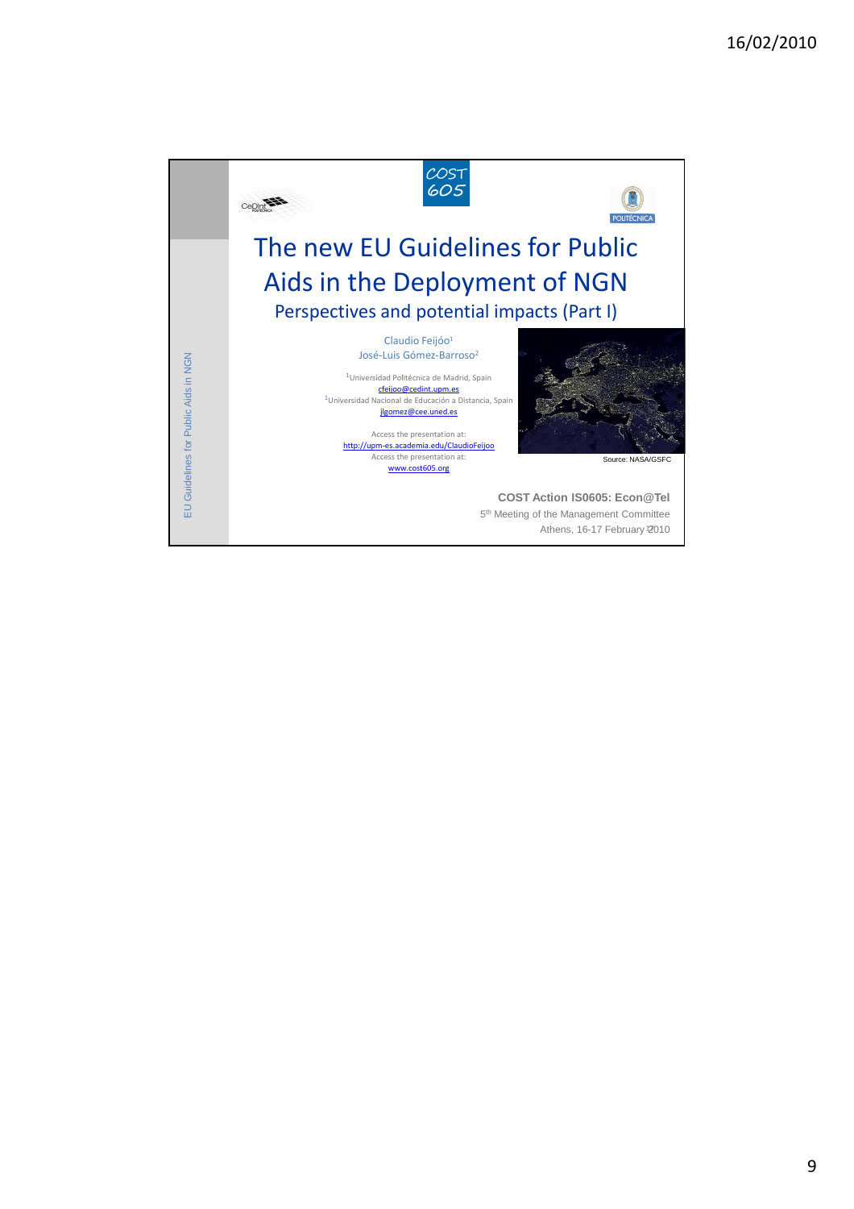# The new EU Guidelines for Public Aids in the Deployment of NGN

## Perspectives and potential impacts (Part I)

Claudio Feijóo[1]
José-Luis Gómez-Barroso[2]

[1]Universidad Politécnica de Madrid, Spain
cfeijoo@cedint.upm.es
[1]Universidad Nacional de Educación a Distancia, Spain
jlgomez@cee.uned.es

Access the presentation at:
http://upm-es.academia.edu/ClaudioFeijoo
Access the presentation at:
www.cost605.org

Source: NASA/GSFC

**COST Action IS0605: Econ@Tel**
5[th] Meeting of the Management Committee
Athens, 16-17 February 2010

EU Guidelines for Public Aids in NGN